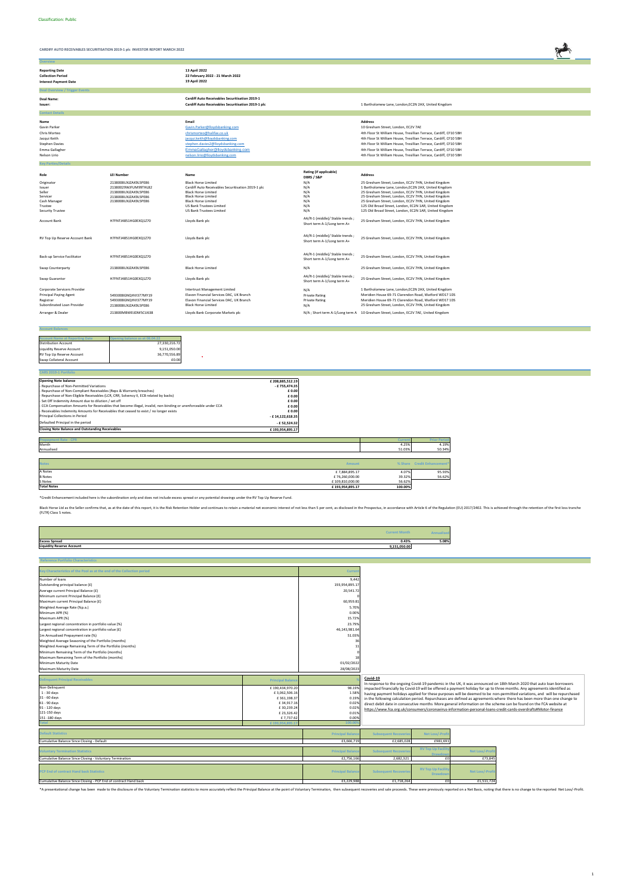Classification: Public

**CARDIFF AUTO RECEIVABLES SECURITISATION 2019-1 plc INVESTOR REPORT MARCH 2022**

## Overview

| | |
|---|---|
| **Reporting Date** | **13 April 2022** |
| **Collection Period** | **22 February 2022 - 21 March 2022** |
| **Interest Payment Date** | **19 April 2022** |

## Deal Overview / Trigger Events

| | | |
|---|---|---|
| **Deal Name:** | **Cardiff Auto Receivables Securitisation 2019-1** | |
| **Issuer:** | **Cardiff Auto Receivables Securitisation 2019-1 plc** | 1 Bartholomew Lane, London,EC2N 2AX, United Kingdom |

## Contact Details

| Name | Email | Address |
|---|---|---|
| Gavin Parker | Gavin.Parker@lloydsbanking.com | 10 Gresham Street, London, EC2V 7AE |
| Chris Morteo | chrismorteo@halifax.co.uk | 4th Floor St William House, Tresillian Terrace, Cardiff, CF10 5BH |
| Jacqui Keith | jacqui.keith@lloydsbanking.com | 4th Floor St William House, Tresillian Terrace, Cardiff, CF10 5BH |
| Stephen Davies | stephen.davies2@lloydsbanking.com | 4th Floor St William House, Tresillian Terrace, Cardiff, CF10 5BH |
| Emma Gallagher | EmmaGallagher@lloydsbanking.com | 4th Floor St William House, Tresillian Terrace, Cardiff, CF10 5BH |
| Nelson Lirio | nelson.lirio@lloydsbanking.com | 4th Floor St William House, Tresillian Terrace, Cardiff, CF10 5BH |

## Key Parties/Details

| Role | LEI Number | Name | Rating (if applicable) DBRS / S&P | Address |
|---|---|---|---|---|
| Originator | 2138008UXJZAK9L5PE86 | Black Horse Limited | N/A | 25 Gresham Street, London, EC2V 7HN, United Kingdom |
| Issuer | 2138002YWJFUM99THL82 | Cardiff Auto Receivables Securitisation 2019-1 plc | N/A | 1 Bartholomew Lane, London,EC2N 2AX, United Kingdom |
| Seller | 2138008UXJZAK9L5PE86 | Black Horse Limited | N/A | 25 Gresham Street, London, EC2V 7HN, United Kingdom |
| Servicer | 2138008UXJZAK9L5PE86 | Black Horse Limited | N/A | 25 Gresham Street, London, EC2V 7HN, United Kingdom |
| Cash Manager | 2138008UXJZAK9L5PE86 | Black Horse Limited | N/A | 25 Gresham Street, London, EC2V 7HN, United Kingdom |
| Trustee | | US Bank Trustees Limited | N/A | 125 Old Broad Street, London, EC2N 1AR, United Kingdom |
| Security Trustee | | US Bank Trustees Limited | N/A | 125 Old Broad Street, London, EC2N 1AR, United Kingdom |
| Account Bank | H7FNTJ4851HG0EXQ1Z70 | Lloyds Bank plc | AA/R-1 (middle)/ Stable trends ; Short term A-1/Long term A+ | 25 Gresham Street, London, EC2V 7HN, United Kingdom |
| RV Top Up Reserve Account Bank | H7FNTJ4851HG0EXQ1Z70 | Lloyds Bank plc | AA/R-1 (middle)/ Stable trends ; Short term A-1/Long term A+ | 25 Gresham Street, London, EC2V 7HN, United Kingdom |
| Back-up Service Facilitator | H7FNTJ4851HG0EXQ1Z70 | Lloyds Bank plc | AA/R-1 (middle)/ Stable trends ; Short term A-1/Long term A+ | 25 Gresham Street, London, EC2V 7HN, United Kingdom |
| Swap Counterparty | 2138008UXJZAK9L5PE86 | Black Horse Limited | N/A | 25 Gresham Street, London, EC2V 7HN, United Kingdom |
| Swap Guarantor | H7FNTJ4851HG0EXQ1Z70 | Lloyds Bank plc | AA/R-1 (middle)/ Stable trends ; Short term A-1/Long term A+ | 25 Gresham Street, London, EC2V 7HN, United Kingdom |
| Corporate Servicers Provider | | Intertrust Management Limited | N/A | 1 Bartholomew Lane, London,EC2N 2AX, United Kingdom |
| Principal Paying Agent | 5493008GNQHVI577MY19 | Elavon Financial Services DAC, UK Branch | Private Rating | Meridien House 69-71 Clarendon Road, Watford WD17 1DS |
| Registrar | 5493008GNQHVI577MY19 | Elavon Financial Services DAC, UK Branch | Private Rating | Meridien House 69-71 Clarendon Road, Watford WD17 1DS |
| Subordinated Loan Provider | 2138008UXJZAK9L5PE86 | Black Horse Limited | N/A | 25 Gresham Street, London, EC2V 7HN, United Kingdom |
| Arranger & Dealer | 213800MBWEIJDM5CU638 | Lloyds Bank Corporate Markets plc | N/A ; Short term A-1/Long term A | 10 Gresham Street, London, EC2V 7AE, United Kingdom |

## Account Balances

| Account Name at Reporting Date | Opening balance as at 08.04.22 |
|---|---|
| Distribution Account | 27,330,216.72 |
| Liquidity Reserve Account | 9,151,050.00 |
| RV Top Up Reserve Account | 36,770,556.89 |
| Swap Collateral Account | £0.00 |

## CARS 2019-1 Portfolio

| | |
|---|---|
| **Opening Note balance** | **£ 208,885,512.19** |
| - Repurchase of Non-Permitted Variations | - £ 755,474.35 |
| - Repurchase of Non-Compliant Receivables (Reps & Warranty breaches) | £ 0.00 |
| - Repurchase of Non-Eligible Receivables (LCR, CRR, Solvency II, ECB related by backs) | £ 0.00 |
| - Set Off Indemnity Amount due to dilution / set off | £ 0.00 |
| - CCA Compensation Amounts for Receivables that become illegal, invalid, non-binding or unenforceable under CCA | £ 0.00 |
| - Receivables Indemnity Amounts for Receivables that ceased to exist / no longer exists | £ 0.00 |
| Principal Collections in Period | - £ 14,122,618.35 |
| Defaulted Principal in the period | - £ 52,524.32 |
| **Closing Note Balance and Outstanding Receivables** | **£ 193,954,895.17** |

| Prepayment Rate - CPR | Current | Prior Period |
|---|---|---|
| Month | 4.25% | 4.19% |
| Annualised | 51.03% | 50.34% |

| Notes | Amount | % Share | Credit Enhancement* |
|---|---|---|---|
| A Notes | £ 7,884,895.17 | 4.07% | 95.93% |
| B Notes | £ 76,260,000.00 | 39.32% | 56.62% |
| S Notes | £ 109,810,000.00 | 56.62% | |
| **Total Notes** | **£ 193,954,895.17** | **100.00%** | |

*Credit Enhancement included here is the subordination only and does not include excess spread or any potential drawings under the RV Top Up Reserve Fund.

Black Horse Ltd as the Seller confirms that, as at the date of this report, it is the Risk Retention Holder and continues to retain a material net economic interest of not less than 5 per cent, as disclosed in the Prospectus, in accordance with Article 6 of the Regulation (EU) 2017/2402. This is achieved through the retention of the first loss tranche (FLTR) Class S notes.

| | Current Month | Annualised |
|---|---|---|
| **Excess Spread** | 0.43% | 5.08% |
| **Liquidity Reserve Account** | 9,151,050.00 | |

## Reference Portfolio Characteristics

| Key Characteristics of the Pool as at the end of the Collection period | Current |
|---|---|
| Number of loans | 9,442 |
| Outstanding principal balance (£) | 193,954,895.17 |
| Average current Principal Balance (£) | 20,541.72 |
| Minimum current Principal Balance (£) | 0 |
| Maximum current Principal Balance (£) | 60,959.81 |
| Weighted Average Rate (%p.a.) | 5.70% |
| Minimum APR (%) | 0.00% |
| Maximum APR (%) | 15.72% |
| Largest regional concentration in portfolio value (%) | 23.79% |
| Largest regional concentration in portfolio value (£) | 46,143,981.64 |
| 1m Annualised Prepayment rate (%) | 51.03% |
| Weighted Average Seasoning of the Portfolio (months) | 36 |
| Weighted Average Remaining Term of the Portfolio (months) | 11 |
| Minimum Remaining Term of the Portfolio (months) | 0 |
| Maximum Remaining Term of the Portfolio (months) | 18 |
| Minimum Maturity Date | 01/02/2022 |
| Maximum Maturity Date | 28/08/2023 |

| Delinquent Principal Receivables | Principal Balance | % |
|---|---|---|
| Non-Delinquent | £ 190,434,970.20 | 98.19% |
| 1 - 30 days | £ 3,062,506.16 | 1.58% |
| 31 - 60 days | £ 361,198.37 | 0.19% |
| 61 - 90 days | £ 34,917.16 | 0.02% |
| 91 - 120 days | £ 30,239.24 | 0.02% |
| 121-150 days | £ 23,326.42 | 0.01% |
| 151 -180 days | £ 7,737.62 | 0.00% |
| Total | £ 193,954,895.17 | 100.00% |

**Covid-19**

In response to the ongoing Covid-19 pandemic in the UK, it was announced on 18th March 2020 that auto loan borrowers impacted financially by Covid-19 will be offered a payment holiday for up to three months. Any agreements identified as having payment holidays applied for these purposes will be deemed to be non-permitted variations, and will be repurchased in the following calculation period. Repurchases are defined as agreements where there has been more than one change to direct debit date in consecutive months More general information on the scheme can be found on the FCA website at https://www.fca.org.uk/consumers/coronavirus-information-personal-loans-credit-cards-overdrafts#Motor-finance

| Default Statistics | Principal Balance | Subsequent Recoveries | Net Loss/-Profit |
|---|---|---|---|
| Cumulative Balance Since Closing - Default | £3,666,719 | £2,685,028 | £981,691 |

| Voluntary Termination Statistics | Principal Balance | Subsequent Recoveries | RV Top Up Facility Drawdown | Net Loss/-Profit |
|---|---|---|---|---|
| Cumulative Balance Since Closing - Voluntary Termination | £2,756,166 | 2,682,321 | £0 | £73,845 |

| PCP End of contract Hand back Statistics | Principal Balance | Subsequent Recoveries | RV Top Up Facility Drawdown | Net Loss/-Profit |
|---|---|---|---|---|
| Cumulative Balance Since Closing - PCP End of contract Hand back | £3,229,988 | £1,718,264 | £0 | £1,511,724 |

*A presentational change has been made to the disclosure of the Voluntary Termination statistics to more accurately reflect the Principal Balance at the point of Voluntary Termination, then subsequent recoveries and sale proceeds. These were previously reported on a Net Basis, noting that there is no change to the reported Net Loss/-Profit.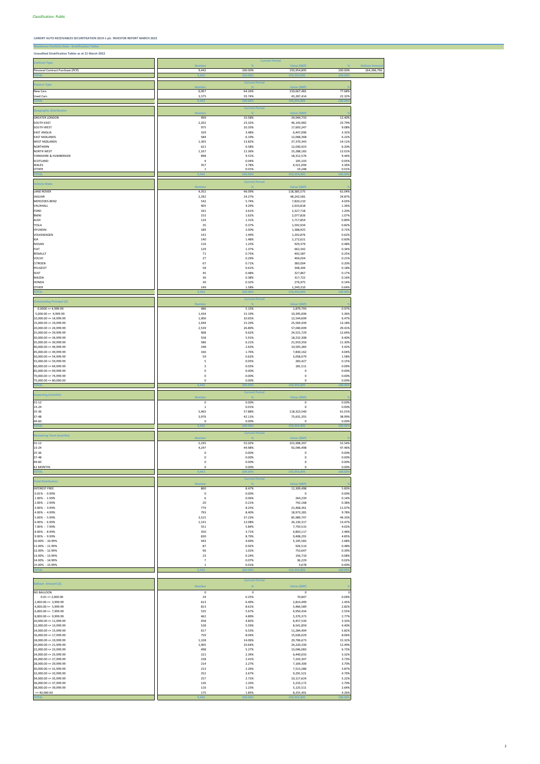Classification: Public

**CARDIFF AUTO RECEIVABLES SECURITISATION 2019-1 plc INVESTOR REPORT MARCH 2022**

**Blackhorse Portfolio Data - Stratification Tables**

**Unaudited Stratification Tables as at 21 March 2022**

| Contract Type | Current Period | | | | |
|---|---|---|---|---|---|
| | Number | % | Value (GBP) | % | Balloon Amount |
| Personal Contract Purchase (PCP) | 9,442 | 100.00% | 193,954,895 | 100.00% | 164,396,796 |
| TOTAL | 9,442 | 100.00% | 193,954,895 | 100.00% | |

| Finance Type | Current Period | | | |
|---|---|---|---|---|
| | Number | % | Value (GBP) | % |
| New Cars | 6,067 | 64.26% | 150,667,481 | 77.68% |
| Used Cars | 3,375 | 35.74% | 43,287,414 | 22.32% |
| TOTAL | 9,442 | 100.00% | 193,954,895 | 100.00% |

| Geographic Distribution | Current Period | | | |
|---|---|---|---|---|
| | Number | % | Value (GBP) | % |
| GREATER LONDON | 999 | 10.58% | 24,044,733 | 12.40% |
| SOUTH EAST | 2,202 | 23.32% | 46,143,982 | 23.79% |
| SOUTH WEST | 975 | 10.33% | 17,603,247 | 9.08% |
| EAST ANGLIA | 329 | 3.48% | 6,447,096 | 3.32% |
| EAST MIDLANDS | 584 | 6.19% | 12,068,368 | 6.22% |
| WEST MIDLANDS | 1,305 | 13.82% | 27,370,343 | 14.11% |
| NORTHERN | 621 | 6.58% | 12,030,923 | 6.20% |
| NORTH WEST | 1,167 | 12.36% | 23,288,183 | 12.01% |
| YORKSHIRE & HUMBERSIDE | 898 | 9.51% | 18,312,576 | 9.44% |
| SCOTLAND | 4 | 0.04% | 105,103 | 0.05% |
| WALES | 357 | 3.78% | 6,521,094 | 3.36% |
| OTHER | 1 | 0.01% | 19,248 | 0.01% |
| TOTAL | 9,442 | 100.00% | 193,954,895 | 100.00% |

| Vehicle Make | Current Period | | | |
|---|---|---|---|---|
| | Number | % | Value (GBP) | % |
| LAND ROVER | 4,352 | 46.09% | 118,385,575 | 61.04% |
| JAGUAR | 2,292 | 24.27% | 48,242,581 | 24.87% |
| MERCEDES-BENZ | 542 | 5.74% | 7,820,210 | 4.03% |
| VAUXHALL | 405 | 4.29% | 2,633,818 | 1.36% |
| FORD | 341 | 3.61% | 2,327,718 | 1.20% |
| BMW | 153 | 1.62% | 2,077,826 | 1.07% |
| AUDI | 124 | 1.31% | 1,717,854 | 0.89% |
| TESLA | 35 | 0.37% | 1,592,934 | 0.82% |
| HYUNDAI | 189 | 2.00% | 1,388,925 | 0.72% |
| VOLKSWAGEN | 141 | 1.49% | 1,202,876 | 0.62% |
| KIA | 140 | 1.48% | 1,172,621 | 0.60% |
| NISSAN | 116 | 1.23% | 929,579 | 0.48% |
| FIAT | 129 | 1.37% | 662,542 | 0.34% |
| RENAULT | 71 | 0.75% | 492,587 | 0.25% |
| VOLVO | 27 | 0.29% | 404,024 | 0.21% |
| CITROEN | 67 | 0.71% | 383,004 | 0.20% |
| PEUGEOT | 58 | 0.61% | 348,344 | 0.18% |
| SEAT | 45 | 0.48% | 327,867 | 0.17% |
| MAZDA | 36 | 0.38% | 317,722 | 0.16% |
| HONDA | 30 | 0.32% | 276,975 | 0.14% |
| OTHER | 149 | 1.58% | 1,249,310 | 0.64% |
| TOTAL | 9,442 | 100.00% | 193,954,895 | 100.00% |

| Outstanding Principal (£) | Current Period | | | |
|---|---|---|---|---|
| | Number | % | Value (GBP) | % |
| 0.0000 <= 4,999.99 | 486 | 5.15% | 1,879,793 | 0.97% |
| 5,000.00 <= 9,999.99 | 1,434 | 15.19% | 10,395,006 | 5.36% |
| 10,000.00 <= 14,999.99 | 1,006 | 10.65% | 12,544,699 | 6.47% |
| 15,000.00 <= 19,999.99 | 1,444 | 15.29% | 25,569,439 | 13.18% |
| 20,000.00 <= 24,999.99 | 2,539 | 26.89% | 57,040,009 | 29.41% |
| 25,000.00 <= 29,999.99 | 908 | 9.62% | 24,515,729 | 12.64% |
| 30,000.00 <= 34,999.99 | 558 | 5.91% | 18,232,308 | 9.40% |
| 35,000.00 <= 39,999.99 | 586 | 6.21% | 21,919,350 | 11.30% |
| 40,000.00 <= 44,999.99 | 248 | 2.63% | 10,505,383 | 5.42% |
| 45,000.00 <= 49,999.99 | 166 | 1.76% | 7,830,162 | 4.04% |
| 50,000.00 <= 54,999.99 | 59 | 0.62% | 3,058,079 | 1.58% |
| 55,000.00 <= 59,999.99 | 5 | 0.05% | 283,427 | 0.15% |
| 60,000.00 <= 64,999.99 | 3 | 0.03% | 181,511 | 0.09% |
| 65,000.00 <= 69,999.99 | 0 | 0.00% | 0 | 0.00% |
| 70,000.00 <= 74,999.99 | 0 | 0.00% | 0 | 0.00% |
| 75,000.00 <= 80,000.00 | 0 | 0.00% | 0 | 0.00% |
| TOTAL | 9,442 | 100.00% | 193,954,895 | 100.00% |

| Seasoning (months) | Current Period | | | |
|---|---|---|---|---|
| | Number | % | Value (GBP) | % |
| 01-12 | 0 | 0.00% | 0 | 0.00% |
| 13-24 | 1 | 0.01% | 0 | 0.00% |
| 25-36 | 5,465 | 57.88% | 118,323,540 | 61.01% |
| 37-48 | 3,976 | 42.11% | 75,631,355 | 38.99% |
| 49-60 | 0 | 0.00% | 0 | 0.00% |
| TOTAL | 9,442 | 100.00% | 193,954,895 | 100.00% |

| Remaining Term (months) | Current Period | | | |
|---|---|---|---|---|
| | Number | % | Value (GBP) | % |
| 01-12 | 5,195 | 55.02% | 101,908,397 | 52.54% |
| 13-24 | 4,247 | 44.98% | 92,046,498 | 47.46% |
| 25-36 | 0 | 0.00% | 0 | 0.00% |
| 37-48 | 0 | 0.00% | 0 | 0.00% |
| 49-60 | 0 | 0.00% | 0 | 0.00% |
| 61 MONTHS | 0 | 0.00% | 0 | 0.00% |
| TOTAL | 9,442 | 100.00% | 193,954,895 | 100.00% |

| Yield Distribution | Current Period | | | |
|---|---|---|---|---|
| | Number | % | Value (GBP) | % |
| INTEREST FREE | 800 | 8.47% | 11,309,498 | 5.83% |
| 0.01% - 0.99% | 0 | 0.00% | 0 | 0.00% |
| 1.00% - 1.99% | 6 | 0.06% | 264,239 | 0.14% |
| 2.00% - 2.99% | 20 | 0.21% | 742,168 | 0.38% |
| 3.00% - 3.99% | 779 | 8.25% | 21,468,361 | 11.07% |
| 4.00% - 4.99% | 793 | 8.40% | 18,973,281 | 9.78% |
| 5.00% - 5.99% | 3,515 | 37.23% | 85,989,747 | 44.33% |
| 6.00% - 6.99% | 1,141 | 12.08% | 26,130,317 | 13.47% |
| 7.00% - 7.99% | 551 | 5.84% | 7,793,515 | 4.02% |
| 8.00% - 8.99% | 350 | 3.71% | 4,803,117 | 2.48% |
| 9.00% - 9.99% | 830 | 8.79% | 9,408,291 | 4.85% |
| 10.00% - 10.99% | 443 | 4.69% | 5,195,583 | 2.68% |
| 11.00% - 11.99% | 87 | 0.92% | 926,514 | 0.48% |
| 12.00% - 12.99% | 96 | 1.02% | 753,647 | 0.39% |
| 13.00% - 13.99% | 23 | 0.24% | 156,710 | 0.08% |
| 14.00% - 14.99% | 7 | 0.07% | 36,229 | 0.02% |
| 15.00% - 15.99% | 1 | 0.01% | 3,678 | 0.00% |
| TOTAL | 9,442 | 100.00% | 193,954,895 | 100.00% |

| Balloon Amount (£) | Current Period | | | |
|---|---|---|---|---|
| | Number | % | Value (GBP) | % |
| NO BALLOON | 0 | 0 | 0 | 0 |
| 0.01 <= 2,000.00 | 24 | 0.25% | 70,847 | 0.04% |
| 2,000.00 <= 3,999.99 | 613 | 6.49% | 2,814,499 | 1.45% |
| 4,000.00 <= 5,999.99 | 813 | 8.61% | 5,466,589 | 2.82% |
| 6,000.00 <= 7,999.99 | 535 | 5.67% | 4,950,434 | 2.55% |
| 8,000.00 <= 9,999.99 | 462 | 4.89% | 5,370,373 | 2.77% |
| 10,000.00 <= 11,999.99 | 458 | 4.85% | 6,457,530 | 3.33% |
| 12,000.00 <= 13,999.99 | 528 | 5.59% | 8,541,859 | 4.40% |
| 14,000.00 <= 15,999.99 | 617 | 6.53% | 11,284,404 | 5.82% |
| 16,000.00 <= 17,999.99 | 759 | 8.04% | 15,636,029 | 8.06% |
| 18,000.00 <= 19,999.99 | 1,328 | 14.06% | 29,706,673 | 15.32% |
| 20,000.00 <= 21,999.99 | 1,005 | 10.64% | 24,220,330 | 12.49% |
| 22,000.00 <= 23,999.99 | 498 | 5.27% | 13,046,083 | 6.73% |
| 24,000.00 <= 25,999.99 | 221 | 2.34% | 6,440,033 | 3.32% |
| 26,000.00 <= 27,999.99 | 228 | 2.41% | 7,243,307 | 3.73% |
| 28,000.00 <= 29,999.99 | 214 | 2.27% | 7,169,300 | 3.70% |
| 30,000.00 <= 31,999.99 | 213 | 2.26% | 7,513,286 | 3.87% |
| 32,000.00 <= 33,999.99 | 252 | 2.67% | 9,291,521 | 4.79% |
| 34,000.00 <= 35,999.99 | 257 | 2.72% | 10,117,624 | 5.22% |
| 36,000.00 <= 37,999.99 | 126 | 1.33% | 5,233,172 | 2.70% |
| 38,000.00 <= 39,999.99 | 116 | 1.23% | 5,125,511 | 2.64% |
| >= 40,000.00 | 175 | 1.85% | 8,255,491 | 4.26% |
| TOTAL | 9,442 | 100.00% | 193,954,895 | 100.00% |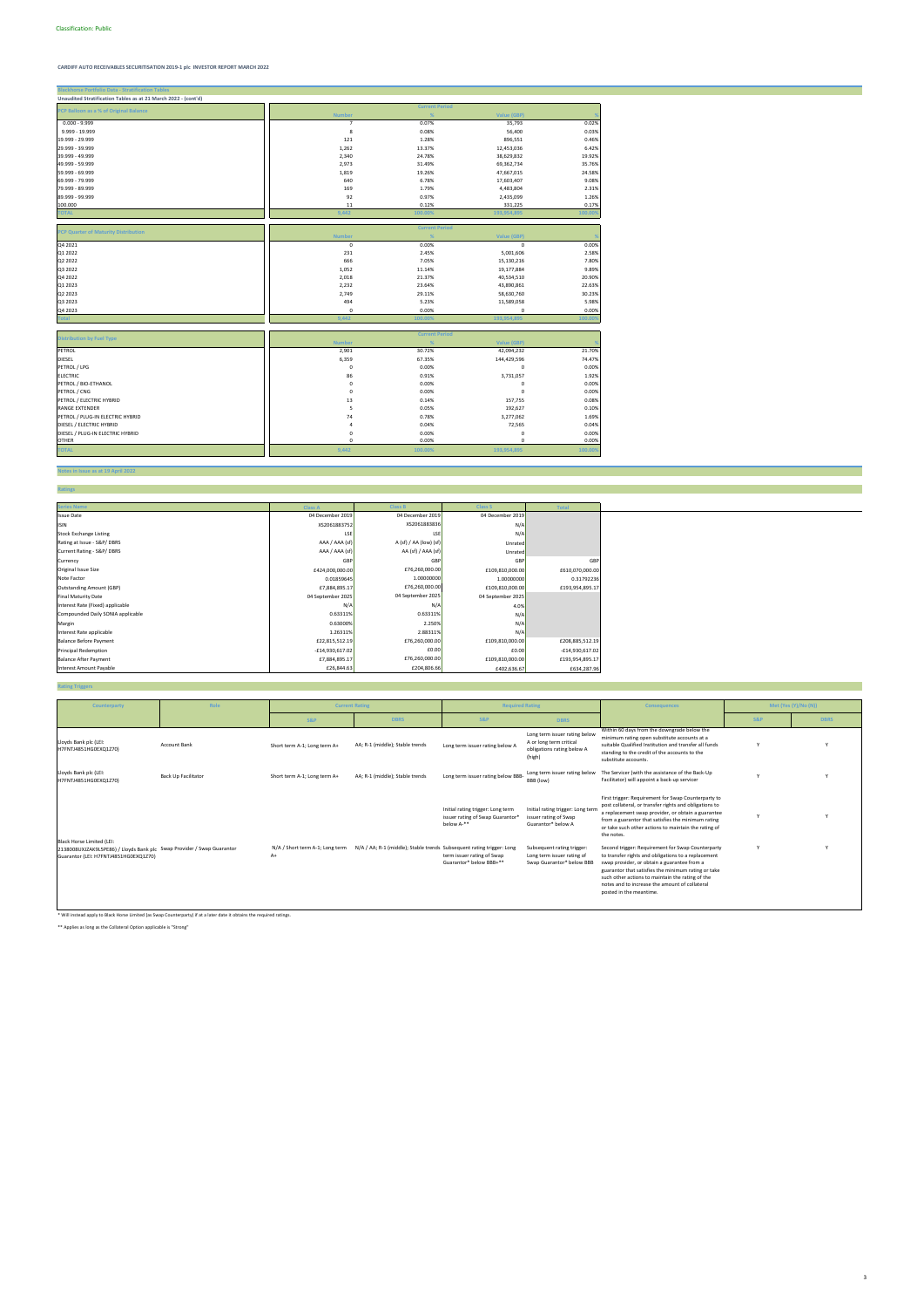Classification: Public

**CARDIFF AUTO RECEIVABLES SECURITISATION 2019-1 plc INVESTOR REPORT MARCH 2022**

## Blackhorse Portfolio Data - Stratification Tables

**Unaudited Stratification Tables as at 31 March 2022 - (cont'd)**

| PCP Balloon as a % of Original Balance | Current Period | | | |
|---|---|---|---|---|
| | Number | % | Value (GBP) | % |
| 0.000 - 9.999 | 7 | 0.07% | 35,793 | 0.02% |
| 9.999 - 19.999 | 8 | 0.08% | 56,400 | 0.03% |
| 19.999 - 29.999 | 121 | 1.28% | 896,551 | 0.46% |
| 29.999 - 39.999 | 1,262 | 13.37% | 12,453,036 | 6.42% |
| 39.999 - 49.999 | 2,340 | 24.78% | 38,629,832 | 19.92% |
| 49.999 - 59.999 | 2,973 | 31.49% | 69,362,734 | 35.76% |
| 59.999 - 69.999 | 1,819 | 19.26% | 47,667,015 | 24.58% |
| 69.999 - 79.999 | 640 | 6.78% | 17,603,407 | 9.08% |
| 79.999 - 89.999 | 169 | 1.79% | 4,483,804 | 2.31% |
| 89.999 - 99.999 | 92 | 0.97% | 2,435,099 | 1.26% |
| 100.000 | 11 | 0.12% | 331,225 | 0.17% |
| TOTAL | 9,442 | 100.00% | 193,954,895 | 100.00% |

| PCP Quarter of Maturity Distribution | Current Period | | | |
|---|---|---|---|---|
| | Number | % | Value (GBP) | % |
| Q4 2021 | 0 | 0.00% | 0 | 0.00% |
| Q1 2022 | 231 | 2.45% | 5,001,606 | 2.58% |
| Q2 2022 | 666 | 7.05% | 15,130,216 | 7.80% |
| Q3 2022 | 1,052 | 11.14% | 19,177,884 | 9.89% |
| Q4 2022 | 2,018 | 21.37% | 40,534,510 | 20.90% |
| Q1 2023 | 2,232 | 23.64% | 43,890,861 | 22.63% |
| Q2 2023 | 2,749 | 29.11% | 58,630,760 | 30.23% |
| Q3 2023 | 494 | 5.23% | 11,589,058 | 5.98% |
| Q4 2023 | 0 | 0.00% | 0 | 0.00% |
| Total | 9,442 | 100.00% | 193,954,895 | 100.00% |

| Distribution by Fuel Type | Current Period | | | |
|---|---|---|---|---|
| | Number | % | Value (GBP) | % |
| PETROL | 2,901 | 30.72% | 42,094,232 | 21.70% |
| DIESEL | 6,359 | 67.35% | 144,429,596 | 74.47% |
| PETROL / LPG | 0 | 0.00% | 0 | 0.00% |
| ELECTRIC | 86 | 0.91% | 3,731,057 | 1.92% |
| PETROL / BIO-ETHANOL | 0 | 0.00% | 0 | 0.00% |
| PETROL / CNG | 0 | 0.00% | 0 | 0.00% |
| PETROL / ELECTRIC HYBRID | 13 | 0.14% | 157,755 | 0.08% |
| RANGE EXTENDER | 5 | 0.05% | 192,627 | 0.10% |
| PETROL / PLUG-IN ELECTRIC HYBRID | 74 | 0.78% | 3,277,062 | 1.69% |
| DIESEL / ELECTRIC HYBRID | 4 | 0.04% | 72,565 | 0.04% |
| DIESEL / PLUG-IN ELECTRIC HYBRID | 0 | 0.00% | 0 | 0.00% |
| OTHER | 0 | 0.00% | 0 | 0.00% |
| TOTAL | 9,442 | 100.00% | 193,954,895 | 100.00% |

## Notes in Issue as at 19 April 2022

### Ratings

| Series Name | Class A | Class B | Class S | Total |
|---|---|---|---|---|
| Issue Date | 04 December 2019 | 04 December 2019 | 04 December 2019 | |
| ISIN | XS2061883752 | XS2061883836 | N/A | |
| Stock Exchange Listing | LSE | LSE | N/A | |
| Rating at Issue - S&P/ DBRS | AAA / AAA (sf) | A (sf) / AA (low) (sf) | Unrated | |
| Current Rating - S&P/ DBRS | AAA / AAA (sf) | AA (sf) / AAA (sf) | Unrated | |
| Currency | GBP | GBP | GBP | GBP |
| Original Issue Size | £424,000,000.00 | £76,260,000.00 | £109,810,000.00 | £610,070,000.00 |
| Note Factor | 0.01859645 | 1.00000000 | 1.00000000 | 0.31792236 |
| Outstanding Amount (GBP) | £7,884,895.17 | £76,260,000.00 | £109,810,000.00 | £193,954,895.17 |
| Final Maturity Date | 04 September 2025 | 04 September 2025 | 04 September 2025 | |
| Interest Rate (Fixed) applicable | N/A | N/A | 4.0% | |
| Compounded Daily SONIA applicable | 0.63311% | 0.63311% | N/A | |
| Margin | 0.63000% | 2.250% | N/A | |
| Interest Rate applicable | 1.26311% | 2.88311% | N/A | |
| Balance Before Payment | £22,815,512.19 | £76,260,000.00 | £109,810,000.00 | £208,885,512.19 |
| Principal Redemption | -£14,930,617.02 | £0.00 | £0.00 | -£14,930,617.02 |
| Balance After Payment | £7,884,895.17 | £76,260,000.00 | £109,810,000.00 | £193,954,895.17 |
| Interest Amount Payable | £26,844.63 | £204,806.66 | £402,636.67 | £634,287.96 |

### Rating Triggers

| Counterparty | Role | Current Rating | | Required Rating | | Consequences | Met (Yes (Y)/No (N)) | |
|---|---|---|---|---|---|---|---|---|
| | | S&P | DBRS | S&P | DBRS | | S&P | DBRS |
| Lloyds Bank plc (LEI: H7FNTJ4851HG0EXQ1Z70) | Account Bank | Short term A-1; Long term A+ | AA; R-1 (middle); Stable trends | Long term issuer rating below A | Long term issuer rating below A or long term critical obligations rating below A (high) | Within 60 days from the downgrade below the minimum rating open substitute accounts at a suitable Qualified Institution and transfer all funds standing to the credit of the accounts to the substitute accounts. | Y | Y |
| Lloyds Bank plc (LEI: H7FNTJ4851HG0EXQ1Z70) | Back Up Facilitator | Short term A-1; Long term A+ | AA; R-1 (middle); Stable trends | Long term issuer rating below BBB- | Long term issuer rating below BBB (low) | The Servicer (with the assistance of the Back-Up Facilitator) will appoint a back-up servicer | Y | Y |
| Black Horse Limited (LEI: 2138008UXJZAK9L5PE86) / Lloyds Bank plc Guarantor (LEI: H7FNTJ4851HG0EXQ1Z70) | Swap Provider / Swap Guarantor | N/A / Short term A-1; Long term A+ | N/A / AA; R-1 (middle); Stable trends | Initial rating trigger: Long term issuer rating of Swap Guarantor* below A-** | Initial rating trigger: Long term issuer rating of Swap Guarantor* below A | First trigger: Requirement for Swap Counterparty to post collateral, or transfer rights and obligations to a replacement swap provider, or obtain a guarantee from a guarantor that satisfies the minimum rating or take such other actions to maintain the rating of the notes. | Y | Y |
| | | | | Subsequent rating trigger: Long term issuer rating of Swap Guarantor* below BBB+** | Subsequent rating trigger: Long term issuer rating of Swap Guarantor* below BBB | Second trigger: Requirement for Swap Counterparty to transfer rights and obligations to a replacement swap provider, or obtain a guarantee from a guarantor that satisfies the minimum rating or take such other actions to maintain the rating of the notes and to increase the amount of collateral posted in the meantime. | Y | Y |

* Will instead apply to Black Horse Limited (as Swap Counterparty) if at a later date it obtains the required ratings.

** Applies as long as the Collateral Option applicable is "Strong"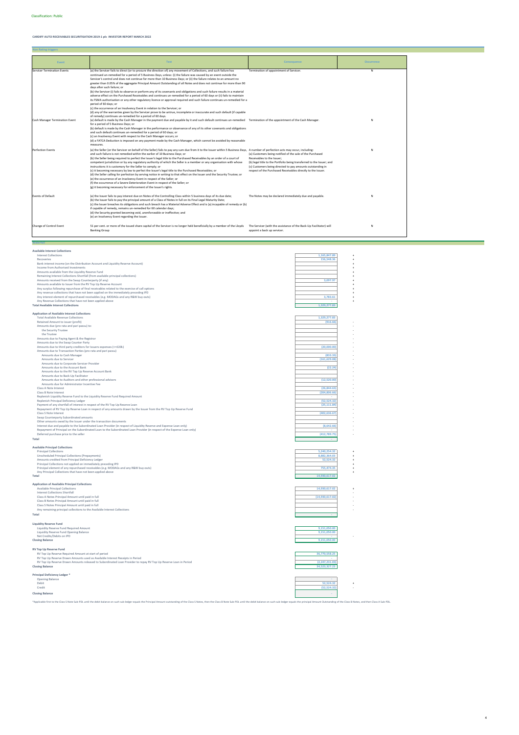Classification: Public

**CARDIFF AUTO RECEIVABLES SECURITISATION 2019-1 plc INVESTOR REPORT MARCH 2022**

## Non Rating triggers

| Event | Test | Consequence | Occurrence |
|---|---|---|---|
| Servicer Termination Events | (a) the Servicer fails to direct (or to procure the direction of) any movement of Collections, and such failure has continued un-remedied for a period of 5 Business Days, unless: (i) the failure was caused by an event outside the Servicer's control and does not continue for more than 10 Business Days; or (ii) the failure relates to an amount no greater than 0.05% of the aggregate Principal Amount Outstanding of all Notes and does not continue for more than 90 days after such failure; or<br>(b) the Servicer (i) fails to observe or perform any of its covenants and obligations and such failure results in a material adverse effect on the Purchased Receivables and continues un-remedied for a period of 60 days or (ii) fails to maintain its FSMA authorisation or any other regulatory licence or approval required and such failure continues un-remedied for a period of 60 days; or<br>(c) the occurrence of an Insolvency Event in relation to the Servicer; or<br>(d) any of the warranties given by the Servicer prove to be untrue, incomplete or inaccurate and such default (if capable of remedy) continues un-remedied for a period of 60 days. | Termination of appointment of Servicer. | N |
| Cash Manager Termination Event | (a) default is made by the Cash Manager in the payment due and payable by it and such default continues un-remedied for a period of 5 Business Days; or<br>(b) default is made by the Cash Manager in the performance or observance of any of its other covenants and obligations and such default continues un-remedied for a period of 60 days; or<br>(c) an Insolvency Event with respect to the Cash Manager occurs; or<br>(d) a FATCA Deduction is imposed on any payment made by the Cash Manager, which cannot be avoided by reasonable measures. | Termination of the appointment of the Cash Manager. | N |
| Perfection Events | (a) the Seller (or the Servicer on behalf of the Seller) fails to pay any sum due from it to the Issuer within 5 Business Days, and such failure is not remedied within the earlier of 10 Business Days; or<br>(b) the Seller being required to perfect the Issuer's legal title to the Purchased Receivables by an order of a court of competent jurisdiction or by any regulatory authority of which the Seller is a member or any organisation with whose instructions it is customary for the Seller to comply; or<br>(c) it becoming necessary by law to perfect the Issuer's legal title to the Purchased Receivables; or<br>(d) the Seller calling for perfection by serving notice in writing to that effect on the Issuer and the Security Trustee; or<br>(e) the occurrence of an Insolvency Event in respect of the Seller; or<br>(f) the occurrence of a Severe Deterioration Event in respect of the Seller; or<br>(g) it becoming necessary for enforcement of the Issuer's rights. | A number of perfection acts may occur, including:<br>(a) Customers being notified of the sale of the Purchased Receivables to the Issuer;<br>(b) legal title to the Portfolio being transferred to the Issuer; and<br>(c) Customers being directed to pay amounts outstanding in respect of the Purchased Receivables directly to the Issuer. | N |
| Events of Default | (a) the Issuer fails to pay interest due on Notes of the Controlling Class within 5 business days of its due date;<br>(b) the Issuer fails to pay the principal amount of a Class of Notes in full on its Final Legal Maturity Date;<br>(c) the Issuer breaches its obligations and such breach has a Material Adverse Effect and is (a) incapable of remedy or (b) if capable of remedy, remains un-remedied for 60 calendar days;<br>(d) the Security granted becoming void, unenforceable or ineffective; and<br>(e) an Insolvency Event regarding the Issuer. | The Notes may be declared immediately due and payable. | N |
| Change of Control Event | 51 per cent. or more of the issued share capital of the Servicer is no longer held beneficially by a member of the Lloyds Banking Group | The Servicer (with the assistance of the Back-Up Facilitator) will appoint a back up servicer. | N |

## Waterfall

### Available Interest Collections

| | | |
|---|---|---|
| Interest Collections | 1,165,847.89 | + |
| Recoveries | 156,548.36 | + |
| Bank interest income (on the Distribution Account and Liquidity Reserve Account) | | + |
| Income from Authorised Investments | | + |
| Amounts available from the Liquidity Reserve Fund | | + |
| Remaining Interest Collections Shortfall (from available principal collections) | | + |
| Amounts received from the Swap Counterparty (if any) | 3,097.97 | + |
| Amounts available to Issuer from the RV Top Up Reserve Account | | + |
| Any surplus following repurchase of final receivables related to the exercise of call options | | + |
| Any revenue collections that have not been applied on the immediately preceding IPD | | + |
| Any interest element of repurchased receivables (e.g. MODAGs and any R&W buy-outs) | 3,783.61 | + |
| Any Revenue Collections that have not been applied above | - | + |
| **Total Available Interest Collections** | 1,329,277.83 | |

### Application of Available Interest Collections

| | | |
|---|---|---|
| Total Available Revenue Collections | 1,329,277.83 | |
| Retained Amount to Issuer (profit) | (916.66) | - |
| Amounts due (pro rata and pari passu) to: | | - |
| the Security Trustee | | - |
| the Trustee | | - |
| Amounts due to Paying Agent & the Registrar | | - |
| Amounts due to the Swap Counter Party | | - |
| Amounts due to third party creditors for Issuers expenses (<=£20k) | (20,000.00) | - |
| Amounts due to Transaction Parties (pro rata and pari passu) | | - |
| Amounts due to Cash Manager | (833.33) | - |
| Amounts due to Servicer | (161,629.08) | - |
| Amounts due to Corporate Servicer Provider | | - |
| Amounts due to the Account Bank | (22.24) | - |
| Amounts due to the RV Top Up Reserve Account Bank | | - |
| Amounts due to Back-Up Facilitator | | - |
| Amounts due to Auditors and other professional advisors | (12,520.00) | - |
| Amounts due for Administrator Incentive Fee | | - |
| Class A Note Interest | (26,844.63) | - |
| Class B Note Interest | (204,806.66) | - |
| Replenish Liquidity Reserve Fund to the Liquidity Reserve Fund Required Amount | - | - |
| Replenish Principal Deficiency Ledger | (52,524.32) | - |
| Payment of any shortfall of interest in respect of the RV Top Up Reserve Loan | (25,111.84) | - |
| Repayment of RV Top Up Reserve Loan in respect of any amounts drawn by the Issuer from the RV Top Up Reserve Fund | | - |
| Class S Note Interest | (402,636.67) | - |
| Swap Counterparty Subordinated amounts | | - |
| Other amounts owed by the Issuer under the transaction documents | | - |
| Interest due and payable to the Subordinated Loan Provider (in respect of Liquidity Reserve and Expense Loan only) | (8,642.66) | - |
| Repayment of Principal on the Subordinated Loan to the Subordinated Loan Provider (in respect of the Expense Loan only) | - | - |
| Deferred purchase price to the seller | (412,789.75) | - |
| **Total** | - | |

### Available Principal Collections

| | | |
|---|---|---|
| Principal Collections | 5,240,254.32 | + |
| Unscheduled Principal Collections (Prepayments) | 8,882,364.03 | + |
| Amounts credited from Principal Deficiency Ledger | 52,524.32 | + |
| Principal Collections not applied on immediately preceding IPD | | + |
| Principal element of any repurchased receivables (e.g. MODAGs and any R&W buy-outs) | 755,474.35 | + |
| Any Principal Collections that have not been applied above | | + |
| **Total** | 14,930,617.02 | |

### Application of Available Principal Collections

| | | |
|---|---|---|
| Available Principal Collections | 14,930,617.02 | + |
| Interest Collections Shortfall | - | - |
| Class A Notes Principal Amount until paid in full | (14,930,617.02) | - |
| Class B Notes Principal Amount until paid in full | | - |
| Class S Notes Principal Amount until paid in full | | - |
| Any remaining principal collections to the Available Interest Collections | | - |
| **Total** | - | |

### Liquidity Reserve Fund

| | | |
|---|---|---|
| Liquidity Reserve Fund Required Amount | 9,151,050.00 | |
| Liquidity Reserve Fund Opening Balance | 9,151,050.00 | |
| Net Credits/Debits on IPD | | - |
| **Closing Balance** | 9,151,050.00 | |

### RV Top Up Reserve Fund

| | |
|---|---|
| RV Top Up Reserve Required Amount at start of period | 36,770,558.25 |
| RV Top Up Reserve Drawn Amounts used as Available Interest Receipts in Period | |
| RV Top Up Reserve Drawn Amounts released to Subordinated Loan Provider to repay RV Top Up Reserve Loan in Period | (2,247,231.03) |
| **Closing Balance** | 34,523,327.23 |

### Principal Deficiency Ledger *

| | | |
|---|---|---|
| Opening Balance | | |
| Debit | 52,524.32 | + |
| Credit | (52,524.32) | - |
| **Closing Balance** | - | |

*Applicable first to the Class S Note Sub-PDL until the debit balance on such sub-ledger equals the Principal Amount outstanding of the Class S Notes, then the Class B Note Sub-PDL until the debit balance on such sub-ledger equals the principal Amount Outstanding of the Class B Notes, and then Class A Sub-PDL.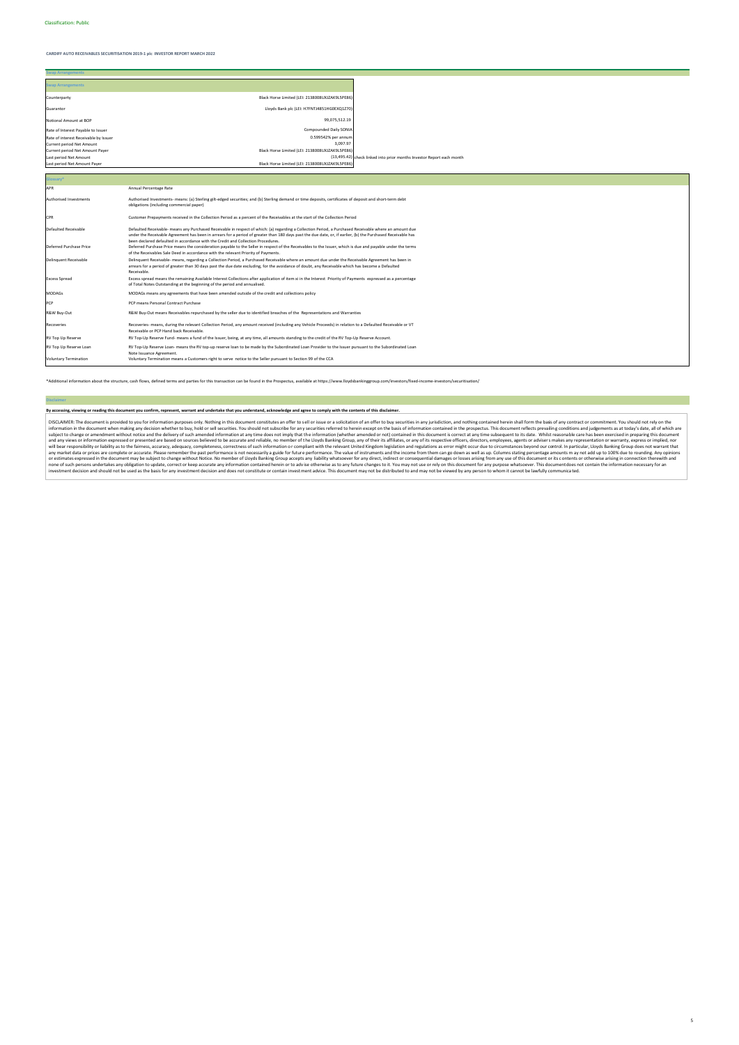Classification: Public

CARDIFF AUTO RECEIVABLES SECURITISATION 2019-1 plc INVESTOR REPORT MARCH 2022

## Swap Arrangements

| Swap Arrangements | | |
|---|---|---|
| Counterparty | Black Horse Limited (LEI: 2138008UXJZAK9L5PE86) | |
| Guarantor | Lloyds Bank plc (LEI: H7FNTJ4851HG0EXQ1Z70) | |
| Notional Amount at BOP | 99,075,512.19 | |
| Rate of Interest Payable to Issuer | Compounded Daily SONIA | |
| Rate of interest Receivable by Issuer | 0.599542% per annum | |
| Current period Net Amount | 3,097.07 | |
| Current period Net Amount Payer | Black Horse Limited (LEI: 2138008UXJZAK9L5PE86) | |
| Last period Net Amount | (13,495.42) | check linked into prior months Investor Report each month |
| Last period Net Amount Payer | Black Horse Limited (LEI: 2138008UXJZAK9L5PE86) | |

## Glossary*

| | |
|---|---|
| APR | Annual Percentage Rate |
| Authorised Investments | Authorised Investments- means: (a) Sterling gilt-edged securities; and (b) Sterling demand or time deposits, certificates of deposit and short-term debt obligations (including commercial paper) |
| CPR | Customer Prepayments received in the Collection Period as a percent of the Receivables at the start of the Collection Period |
| Defaulted Receivable | Defaulted Receivable- means any Purchased Receivable in respect of which: (a) regarding a Collection Period, a Purchased Receivable where an amount due under the Receivable Agreement has been in arrears for a period of greater than 180 days past the due date, or, if earlier, (b) the Purchased Receivable has been declared defaulted in accordance with the Credit and Collection Procedures. |
| Deferred Purchase Price | Deferred Purchase Price means the consideration payable to the Seller in respect of the Receivables to the Issuer, which is due and payable under the terms of the Receivables Sale Deed in accordance with the relevant Priority of Payments. |
| Delinquent Receivable | Delinquent Receivable- means, regarding a Collection Period, a Purchased Receivable where an amount due under the Receivable Agreement has been in arrears for a period of greater than 30 days past the due date excluding, for the avoidance of doubt, any Receivable which has become a Defaulted Receivable. |
| Excess Spread | Excess spread means the remaining Available Interest Collections after application of item xi in the Interest Priority of Payments expressed as a percentage of Total Notes Outstanding at the beginning of the period and annualised. |
| MODAGs | MODAGs means any agreements that have been amended outside of the credit and collections policy |
| PCP | PCP means Personal Contract Purchase |
| R&W Buy-Out | R&W Buy-Out means Receivables repurchased by the seller due to identified breaches of the Representations and Warranties |
| Recoveries | Recoveries- means, during the relevant Collection Period, any amount received (including any Vehicle Proceeds) in relation to a Defaulted Receivable or VT Receivable or PCP Hand back Receivable. |
| RV Top Up Reserve | RV Top-Up Reserve Fund- means a fund of the Issuer, being, at any time, all amounts standing to the credit of the RV Top-Up Reserve Account. |
| RV Top Up Reserve Loan | RV Top-Up Reserve Loan- means the RV top-up reserve loan to be made by the Subordinated Loan Provider to the Issuer pursuant to the Subordinated Loan Note Issuance Agreement. |
| Voluntary Termination | Voluntary Termination means a Customers right to serve notice to the Seller pursuant to Section 99 of the CCA |

*Additional information about the structure, cash flows, defined terms and parties for this transaction can be found in the Prospectus, available at https://www.lloydsbankinggroup.com/investors/fixed-income-investors/securitisation/

## Disclaimer

**By accessing, viewing or reading this document you confirm, represent, warrant and undertake that you understand, acknowledge and agree to comply with the contents of this disclaimer.**

DISCLAIMER: The document is provided to you for information purposes only. Nothing in this document constitutes an offer to sell or issue or a solicitation of an offer to buy securities in any jurisdiction, and nothing contained herein shall form the basis of any contract or commitment. You should not rely on the information in the document when making any decision whether to buy, hold or sell securities. You should not subscribe for any securities referred to herein except on the basis of information contained in the prospectus. This document reflects prevailing conditions and judgements as at today's date, all of which are subject to change or amendment without notice and the delivery of such amended information at any time does not imply that the information (whether amended or not) contained in this document is correct at any time subsequent to its date. Whilst reasonable care has been exercised in preparing this document and any views or information expressed or presented are based on sources believed to be accurate and reliable, no member of the Lloyds Banking Group, any of their its affiliates, or any of its respective officers, directors, employees, agents or advisers makes any representation or warranty, express or implied, nor will bear responsibility or liability as to the fairness, accuracy, adequacy, completeness, correctness of such information or compliant with the relevant United Kingdom legislation and regulations as error might occur due to circumstances beyond our control. In particular, Lloyds Banking Group does not warrant that any market data or prices are complete or accurate. Please remember the past performance is not necessarily a guide for future performance. The value of instruments and the income from them can go down as well as up. Columns stating percentage amounts m ay not add up to 100% due to rounding. Any opinions or estimates expressed in the document may be subject to change without Notice. No member of Lloyds Banking Group accepts any liability whatsoever for any direct, indirect or consequential damages or losses arising from any use of this document or its contents or otherwise arising in connection therewith and none of such persons undertakes any obligation to update, correct or keep accurate any information contained herein or to advise otherwise as to any future changes to it. You may not use or rely on this document for any purpose whatsoever. This document does not contain the information necessary for an investment decision and should not be used as the basis for any investment decision and does not constitute or contain investment advice. This document may not be distributed to and may not be viewed by any person to whom it cannot be lawfully communicated.